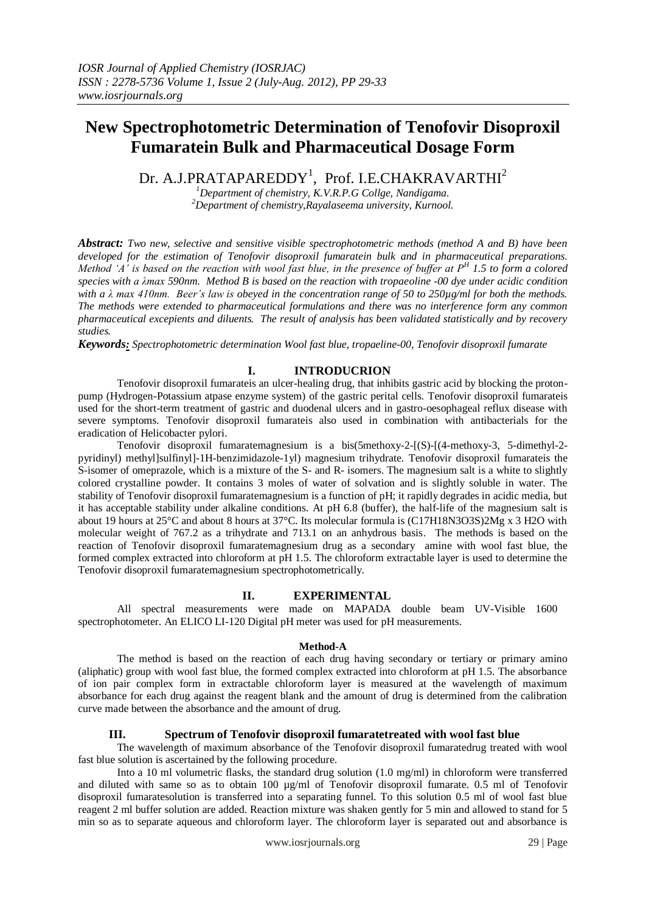# New Spectrophotometric Determination of Tenofovir Disoproxil Fumaratein Bulk and Pharmaceutical Dosage Form

Dr. A.J.PRATAPAREDDY[1], Prof. I.E.CHAKRAVARTHI[2]

*[1]Department of chemistry, K.V.R.P.G Collge, Nandigama.*
*[2]Department of chemistry,Rayalaseema university, Kurnool.*

***Abstract:*** *Two new, selective and sensitive visible spectrophotometric methods (method A and B) have been developed for the estimation of Tenofovir disoproxil fumaratein bulk and in pharmaceutical preparations. Method 'A' is based on the reaction with wool fast blue, in the presence of buffer at $P^H$ 1.5 to form a colored species with a λmax 590nm. Method B is based on the reaction with tropaeoline -00 dye under acidic condition with a λ max 410nm. Beer's law is obeyed in the concentration range of 50 to 250µg/ml for both the methods. The methods were extended to pharmaceutical formulations and there was no interference form any common pharmaceutical excepients and diluents. The result of analysis has been validated statistically and by recovery studies.*

***Keywords:*** *Spectrophotometric determination Wool fast blue, tropaeline-00, Tenofovir disoproxil fumarate*

## I. INTRODUCRION

Tenofovir disoproxil fumarateis an ulcer-healing drug, that inhibits gastric acid by blocking the proton-pump (Hydrogen-Potassium atpase enzyme system) of the gastric perital cells. Tenofovir disoproxil fumarateis used for the short-term treatment of gastric and duodenal ulcers and in gastro-oesophageal reflux disease with severe symptoms. Tenofovir disoproxil fumarateis also used in combination with antibacterials for the eradication of Helicobacter pylori.

Tenofovir disoproxil fumaratemagnesium is a bis(5methoxy-2-[(S)-[(4-methoxy-3, 5-dimethyl-2-pyridinyl) methyl]sulfinyl]-1H-benzimidazole-1yl) magnesium trihydrate. Tenofovir disoproxil fumarateis the S-isomer of omeprazole, which is a mixture of the S- and R- isomers. The magnesium salt is a white to slightly colored crystalline powder. It contains 3 moles of water of solvation and is slightly soluble in water. The stability of Tenofovir disoproxil fumaratemagnesium is a function of pH; it rapidly degrades in acidic media, but it has acceptable stability under alkaline conditions. At pH 6.8 (buffer), the half-life of the magnesium salt is about 19 hours at 25°C and about 8 hours at 37°C. Its molecular formula is $(C_{17}H_{18}N_3O_3S)_2Mg \times 3\ H_2O$ with molecular weight of 767.2 as a trihydrate and 713.1 on an anhydrous basis. The methods is based on the reaction of Tenofovir disoproxil fumaratemagnesium drug as a secondary amine with wool fast blue, the formed complex extracted into chloroform at pH 1.5. The chloroform extractable layer is used to determine the Tenofovir disoproxil fumaratemagnesium spectrophotometrically.

## II. EXPERIMENTAL

All spectral measurements were made on MAPADA double beam UV-Visible 1600 spectrophotometer. An ELICO LI-120 Digital pH meter was used for pH measurements.

### Method-A

The method is based on the reaction of each drug having secondary or tertiary or primary amino (aliphatic) group with wool fast blue, the formed complex extracted into chloroform at pH 1.5. The absorbance of ion pair complex form in extractable chloroform layer is measured at the wavelength of maximum absorbance for each drug against the reagent blank and the amount of drug is determined from the calibration curve made between the absorbance and the amount of drug.

## III. Spectrum of Tenofovir disoproxil fumaratetreated with wool fast blue

The wavelength of maximum absorbance of the Tenofovir disoproxil fumaratedrug treated with wool fast blue solution is ascertained by the following procedure.

Into a 10 ml volumetric flasks, the standard drug solution (1.0 mg/ml) in chloroform were transferred and diluted with same so as to obtain 100 µg/ml of Tenofovir disoproxil fumarate. 0.5 ml of Tenofovir disoproxil fumaratesolution is transferred into a separating funnel. To this solution 0.5 ml of wool fast blue reagent 2 ml buffer solution are added. Reaction mixture was shaken gently for 5 min and allowed to stand for 5 min so as to separate aqueous and chloroform layer. The chloroform layer is separated out and absorbance is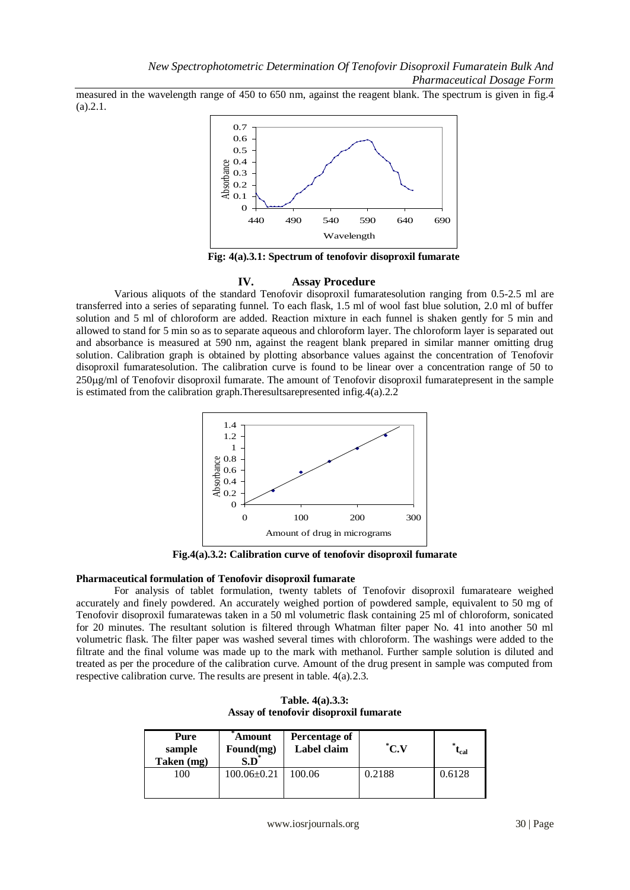measured in the wavelength range of 450 to 650 nm, against the reagent blank. The spectrum is given in fig.4 (a).2.1.

**Fig: 4(a).3.1: Spectrum of tenofovir disoproxil fumarate**

## IV. Assay Procedure

Various aliquots of the standard Tenofovir disoproxil fumaratesolution ranging from 0.5-2.5 ml are transferred into a series of separating funnel. To each flask, 1.5 ml of wool fast blue solution, 2.0 ml of buffer solution and 5 ml of chloroform are added. Reaction mixture in each funnel is shaken gently for 5 min and allowed to stand for 5 min so as to separate aqueous and chloroform layer. The chloroform layer is separated out and absorbance is measured at 590 nm, against the reagent blank prepared in similar manner omitting drug solution. Calibration graph is obtained by plotting absorbance values against the concentration of Tenofovir disoproxil fumaratesolution. The calibration curve is found to be linear over a concentration range of 50 to 250μg/ml of Tenofovir disoproxil fumarate. The amount of Tenofovir disoproxil fumaratepresent in the sample is estimated from the calibration graph.Theresultsarepresented infig.4(a).2.2

**Fig.4(a).3.2: Calibration curve of tenofovir disoproxil fumarate**

**Pharmaceutical formulation of Tenofovir disoproxil fumarate**

For analysis of tablet formulation, twenty tablets of Tenofovir disoproxil fumarateare weighed accurately and finely powdered. An accurately weighed portion of powdered sample, equivalent to 50 mg of Tenofovir disoproxil fumaratewas taken in a 50 ml volumetric flask containing 25 ml of chloroform, sonicated for 20 minutes. The resultant solution is filtered through Whatman filter paper No. 41 into another 50 ml volumetric flask. The filter paper was washed several times with chloroform. The washings were added to the filtrate and the final volume was made up to the mark with methanol. Further sample solution is diluted and treated as per the procedure of the calibration curve. Amount of the drug present in sample was computed from respective calibration curve. The results are present in table. 4(a).2.3.

**Table. 4(a).3.3:**
**Assay of tenofovir disoproxil fumarate**

| Pure sample Taken (mg) | *Amount Found(mg) S.D* | Percentage of Label claim | *C.V | *$t_{cal}$ |
|---|---|---|---|---|
| 100 | 100.06±0.21 | 100.06 | 0.2188 | 0.6128 |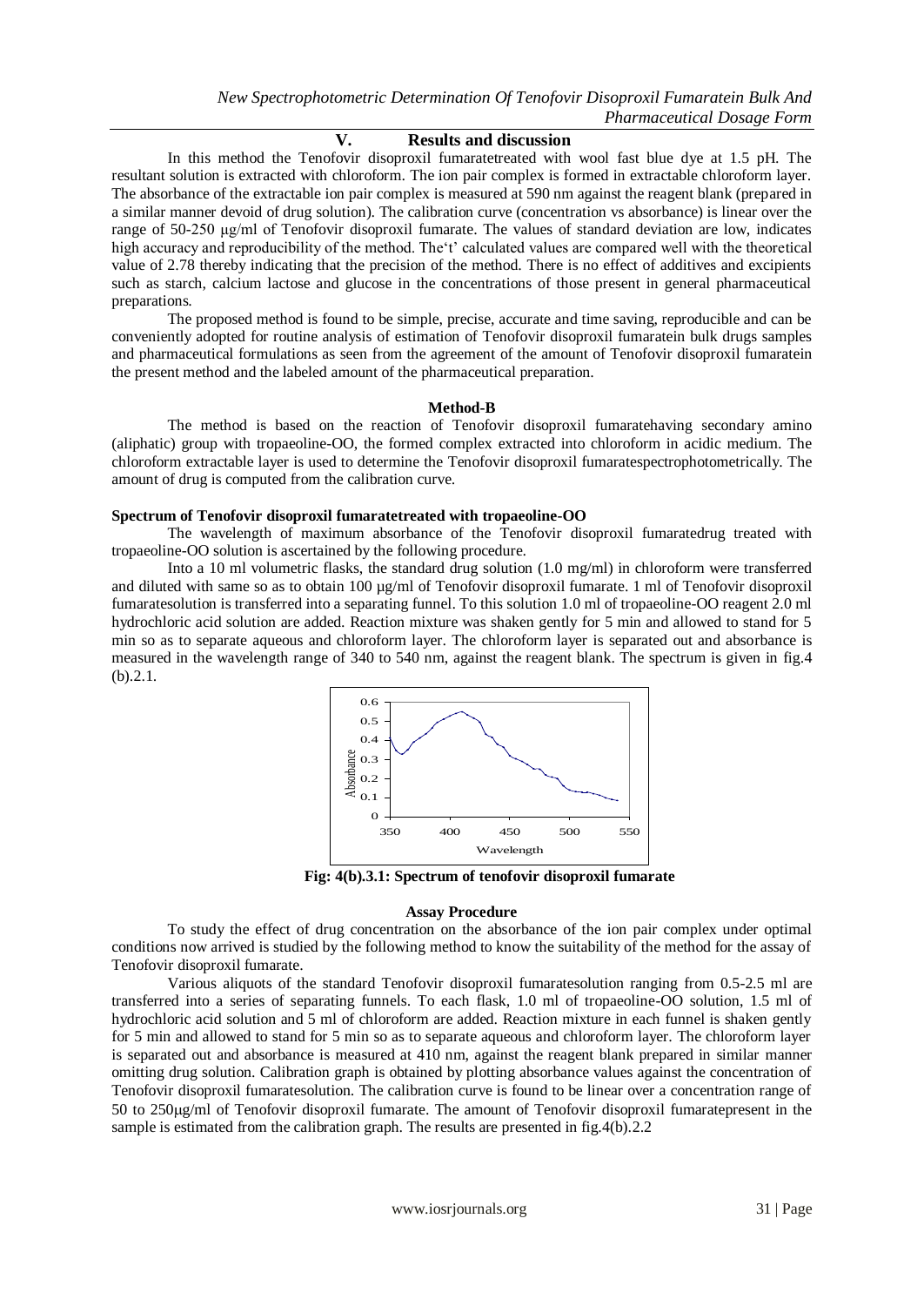## V. Results and discussion

In this method the Tenofovir disoproxil fumaratetreated with wool fast blue dye at 1.5 pH. The resultant solution is extracted with chloroform. The ion pair complex is formed in extractable chloroform layer. The absorbance of the extractable ion pair complex is measured at 590 nm against the reagent blank (prepared in a similar manner devoid of drug solution). The calibration curve (concentration vs absorbance) is linear over the range of 50-250 μg/ml of Tenofovir disoproxil fumarate. The values of standard deviation are low, indicates high accuracy and reproducibility of the method. The't' calculated values are compared well with the theoretical value of 2.78 thereby indicating that the precision of the method. There is no effect of additives and excipients such as starch, calcium lactose and glucose in the concentrations of those present in general pharmaceutical preparations.

The proposed method is found to be simple, precise, accurate and time saving, reproducible and can be conveniently adopted for routine analysis of estimation of Tenofovir disoproxil fumaratein bulk drugs samples and pharmaceutical formulations as seen from the agreement of the amount of Tenofovir disoproxil fumaratein the present method and the labeled amount of the pharmaceutical preparation.

### Method-B

The method is based on the reaction of Tenofovir disoproxil fumaratehaving secondary amino (aliphatic) group with tropaeoline-OO, the formed complex extracted into chloroform in acidic medium. The chloroform extractable layer is used to determine the Tenofovir disoproxil fumaratespectrophotometrically. The amount of drug is computed from the calibration curve.

**Spectrum of Tenofovir disoproxil fumaratetreated with tropaeoline-OO**

The wavelength of maximum absorbance of the Tenofovir disoproxil fumaratedrug treated with tropaeoline-OO solution is ascertained by the following procedure.

Into a 10 ml volumetric flasks, the standard drug solution (1.0 mg/ml) in chloroform were transferred and diluted with same so as to obtain 100 µg/ml of Tenofovir disoproxil fumarate. 1 ml of Tenofovir disoproxil fumaratesolution is transferred into a separating funnel. To this solution 1.0 ml of tropaeoline-OO reagent 2.0 ml hydrochloric acid solution are added. Reaction mixture was shaken gently for 5 min and allowed to stand for 5 min so as to separate aqueous and chloroform layer. The chloroform layer is separated out and absorbance is measured in the wavelength range of 340 to 540 nm, against the reagent blank. The spectrum is given in fig.4 (b).2.1.

**Fig: 4(b).3.1: Spectrum of tenofovir disoproxil fumarate**

### Assay Procedure

To study the effect of drug concentration on the absorbance of the ion pair complex under optimal conditions now arrived is studied by the following method to know the suitability of the method for the assay of Tenofovir disoproxil fumarate.

Various aliquots of the standard Tenofovir disoproxil fumaratesolution ranging from 0.5-2.5 ml are transferred into a series of separating funnels. To each flask, 1.0 ml of tropaeoline-OO solution, 1.5 ml of hydrochloric acid solution and 5 ml of chloroform are added. Reaction mixture in each funnel is shaken gently for 5 min and allowed to stand for 5 min so as to separate aqueous and chloroform layer. The chloroform layer is separated out and absorbance is measured at 410 nm, against the reagent blank prepared in similar manner omitting drug solution. Calibration graph is obtained by plotting absorbance values against the concentration of Tenofovir disoproxil fumaratesolution. The calibration curve is found to be linear over a concentration range of 50 to 250μg/ml of Tenofovir disoproxil fumarate. The amount of Tenofovir disoproxil fumaratepresent in the sample is estimated from the calibration graph. The results are presented in fig.4(b).2.2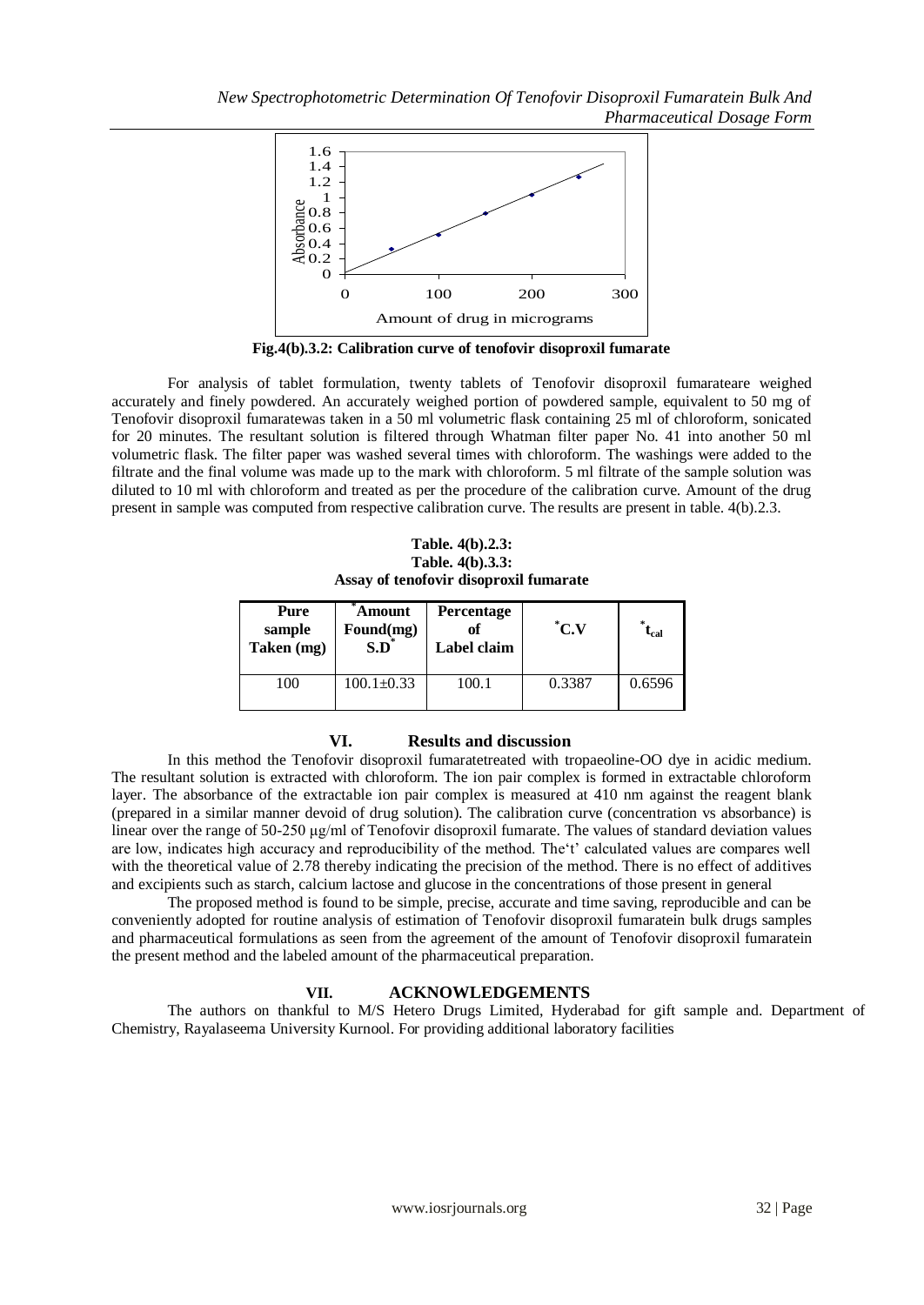**Fig.4(b).3.2: Calibration curve of tenofovir disoproxil fumarate**

For analysis of tablet formulation, twenty tablets of Tenofovir disoproxil fumarateare weighed accurately and finely powdered. An accurately weighed portion of powdered sample, equivalent to 50 mg of Tenofovir disoproxil fumaratewas taken in a 50 ml volumetric flask containing 25 ml of chloroform, sonicated for 20 minutes. The resultant solution is filtered through Whatman filter paper No. 41 into another 50 ml volumetric flask. The filter paper was washed several times with chloroform. The washings were added to the filtrate and the final volume was made up to the mark with chloroform. 5 ml filtrate of the sample solution was diluted to 10 ml with chloroform and treated as per the procedure of the calibration curve. Amount of the drug present in sample was computed from respective calibration curve. The results are present in table. 4(b).2.3.

**Table. 4(b).2.3:**
**Table. 4(b).3.3:**
**Assay of tenofovir disoproxil fumarate**

| Pure sample Taken (mg) | *Amount Found(mg) S.D* | Percentage of Label claim | *C.V | *$t_{cal}$ |
|---|---|---|---|---|
| 100 | 100.1±0.33 | 100.1 | 0.3387 | 0.6596 |

## VI. Results and discussion

In this method the Tenofovir disoproxil fumaratetreated with tropaeoline-OO dye in acidic medium. The resultant solution is extracted with chloroform. The ion pair complex is formed in extractable chloroform layer. The absorbance of the extractable ion pair complex is measured at 410 nm against the reagent blank (prepared in a similar manner devoid of drug solution). The calibration curve (concentration vs absorbance) is linear over the range of 50-250 µg/ml of Tenofovir disoproxil fumarate. The values of standard deviation values are low, indicates high accuracy and reproducibility of the method. The't' calculated values are compares well with the theoretical value of 2.78 thereby indicating the precision of the method. There is no effect of additives and excipients such as starch, calcium lactose and glucose in the concentrations of those present in general

The proposed method is found to be simple, precise, accurate and time saving, reproducible and can be conveniently adopted for routine analysis of estimation of Tenofovir disoproxil fumaratein bulk drugs samples and pharmaceutical formulations as seen from the agreement of the amount of Tenofovir disoproxil fumaratein the present method and the labeled amount of the pharmaceutical preparation.

## VII. ACKNOWLEDGEMENTS

The authors on thankful to M/S Hetero Drugs Limited, Hyderabad for gift sample and. Department of Chemistry, Rayalaseema University Kurnool. For providing additional laboratory facilities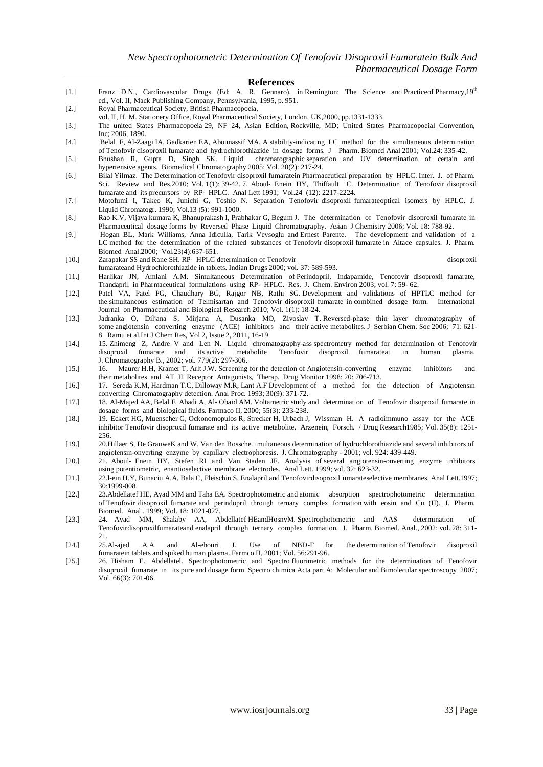## References

[1.] Franz D.N., Cardiovascular Drugs (Ed: A. R. Gennaro), in Remington: The Science and Practiceof Pharmacy,19th ed., Vol. II, Mack Publishing Company, Pennsylvania, 1995, p. 951.

[2.] Royal Pharmaceutical Society, British Pharmacopoeia, vol. II, H. M. Stationery Office, Royal Pharmaceutical Society, London, UK,2000, pp.1331-1333.

[3.] The united States Pharmacopoeia 29, NF 24, Asian Edition, Rockville, MD; United States Pharmacopoeial Convention, Inc; 2006, 1890.

[4.] Belal F, Al-Zaagi IA, Gadkarien EA, Abounassif MA. A stability-indicating LC method for the simultaneous determination of Tenofovir disoproxil fumarate and hydrochlorothiazide in dosage forms. J Pharm. Biomed Anal 2001; Vol.24: 335-42.

[5.] Bhushan R, Gupta D, Singh SK. Liquid chromatographic separation and UV determination of certain anti hypertensive agents. Biomedical Chromatography 2005; Vol. 20(2): 217-24.

[6.] Bilal Yilmaz. The Determination of Tenofovir disoproxil fumaratein Pharmaceutical preparation by HPLC. Inter. J. of Pharm. Sci. Review and Res.2010; Vol. 1(1): 39-42. 7. Aboul- Enein HY, Thiffault C. Determination of Tenofovir disoproxil fumarate and its precursors by RP- HPLC. Anal Lett 1991; Vol.24 (12): 2217-2224.

[7.] Motofumi I, Takeo K, Junichi G, Toshio N. Separation Tenofovir disoproxil fumarateoptical isomers by HPLC. J. Liquid Chromatogr. 1990; Vol.13 (5): 991-1000.

[8.] Rao K.V, Vijaya kumara K, Bhanuprakash I, Prabhakar G, Begum J. The determination of Tenofovir disoproxil fumarate in Pharmaceutical dosage forms by Reversed Phase Liquid Chromatography. Asian J Chemistry 2006; Vol. 18: 788-92.

[9.] Hogan BL, Mark Williams, Anna Idiculla, Tarik Veysoglu and Ernest Parente. The development and validation of a LC method for the determination of the related substances of Tenofovir disoproxil fumarate in Altace capsules. J. Pharm. Biomed Anal.2000; Vol.23(4):637-651.

[10.] Zarapakar SS and Rane SH. RP- HPLC determination of Tenofovir disoproxil fumarateand Hydrochlorothiazide in tablets. Indian Drugs 2000; vol. 37: 589-593.

[11.] Harlikar JN, Amlani A.M. Simultaneous Determination of Perindopril, Indapamide, Tenofovir disoproxil fumarate, Trandapril in Pharmaceutical formulations using RP- HPLC. Res. J. Chem. Environ 2003; vol. 7: 59- 62.

[12.] Patel VA, Patel PG, Chaudhary BG, Rajgor NB, Rathi SG. Development and validations of HPTLC method for the simultaneous estimation of Telmisartan and Tenofovir disoproxil fumarate in combined dosage form. International Journal on Pharmaceutical and Biological Research 2010; Vol. 1(1): 18-24.

[13.] Jadranka O, Diljana S, Mirjana A, Dusanka MO, Zivoslav T. Reversed-phase thin- layer chromatography of some angiotensin converting enzyme (ACE) inhibitors and their active metabolites. J Serbian Chem. Soc 2006; 71: 621-8. Ramu et al.Int J Chem Res, Vol 2, Issue 2, 2011, 16-19

[14.] 15. Zhimeng Z, Andre V and Len N. Liquid chromatography-ass spectrometry method for determination of Tenofovir disoproxil fumarate and its active metabolite Tenofovir disoproxil fumarateat in human plasma. J. Chromatography B., 2002; vol. 779(2): 297-306.

[15.] 16. Maurer H.H, Kramer T, Arlt J.W. Screening for the detection of Angiotensin-converting enzyme inhibitors and their metabolites and AT II Receptor Antagonists, Therap. Drug Monitor 1998; 20: 706-713.

[16.] 17. Sereda K.M, Hardman T.C, Dilloway M.R, Lant A.F Development of a method for the detection of Angiotensin converting Chromatography detection. Anal Proc. 1993; 30(9): 371-72.

[17.] 18. Al-Majed AA, Belal F, Abadi A, Al- Obaid AM. Voltametric study and determination of Tenofovir disoproxil fumarate in dosage forms and biological fluids. Farmaco II, 2000; 55(3): 233-238.

[18.] 19. Eckert HG, Muenscher G, Ockonomopulos R, Strecker H, Urbach J, Wissman H. A radioimmuno assay for the ACE inhibitor Tenofovir disoproxil fumarate and its active metabolite. Arzenein, Forsch. / Drug Research1985; Vol. 35(8): 1251-256.

[19.] 20.Hillaer S, De GrauweK and W. Van den Bossche. imultaneous determination of hydrochlorothiazide and several inhibitors of angiotensin-onverting enzyme by capillary electrophoresis. J. Chromatography - 2001; vol. 924: 439-449.

[20.] 21. Aboul- Enein HY, Stefen RI and Van Staden JF. Analysis of several angiotensin-onverting enzyme inhibitors using potentiometric, enantioselective membrane electrodes. Anal Lett. 1999; vol. 32: 623-32.

[21.] 22.l-ein H.Y, Bunaciu A.A, Bala C, Fleischin S. Enalapril and Tenofovirdisoproxil umarateselective membranes. Anal Lett.1997; 30:1999-008.

[22.] 23.Abdellatef HE, Ayad MM and Taha EA. Spectrophotometric and atomic absorption spectrophotometric determination of Tenofovir disoproxil fumarate and perindopril through ternary complex formation with eosin and Cu (II). J. Pharm. Biomed. Anal., 1999; Vol. 18: 1021-027.

[23.] 24. Ayad MM, Shalaby AA, Abdellatef HEandHosnyM. Spectrophotometric and AAS determination of Tenofovirdisoproxilfumarateand enalapril through ternary complex formation. J. Pharm. Biomed. Anal., 2002; vol. 28: 311-21.

[24.] 25.Al-ajed A.A and Al-ehouri J. Use of NBD-F for the determination of Tenofovir disoproxil fumaratein tablets and spiked human plasma. Farmco II, 2001; Vol. 56:291-96.

[25.] 26. Hisham E. Abdellatel. Spectrophotometric and Spectro fluorimetric methods for the determination of Tenofovir disoproxil fumarate in its pure and dosage form. Spectro chimica Acta part A: Molecular and Bimolecular spectroscopy 2007; Vol. 66(3): 701-06.